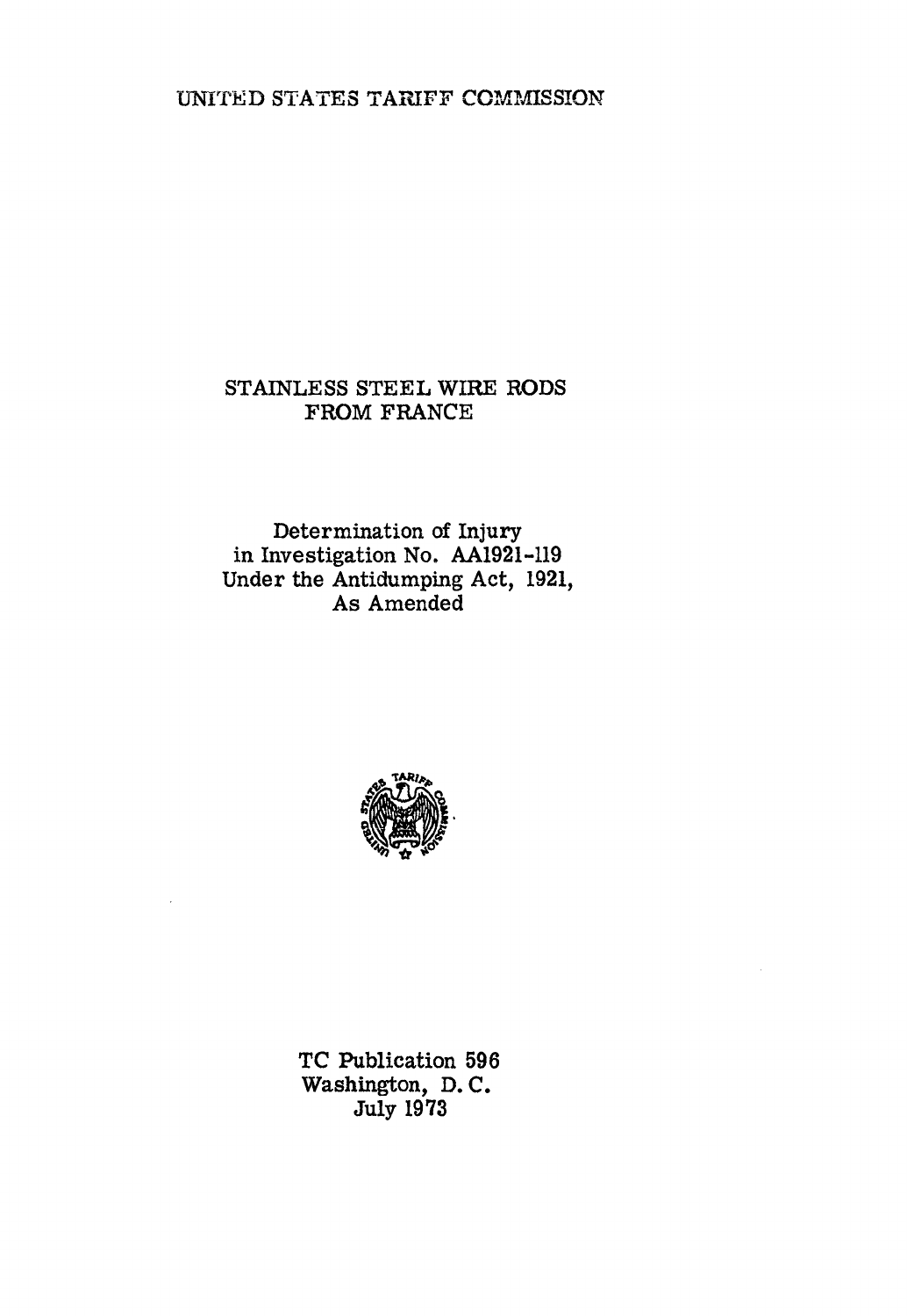UNITED STATES TARIFF COMMISSION

# STAINLESS STEEL WIRE RODS FROM FRANCE

Determination of Injury
in Investigation No. AA1921-119
Under the Antidumping Act, 1921,
As Amended

TC Publication 596
Washington, D. C.
July 1973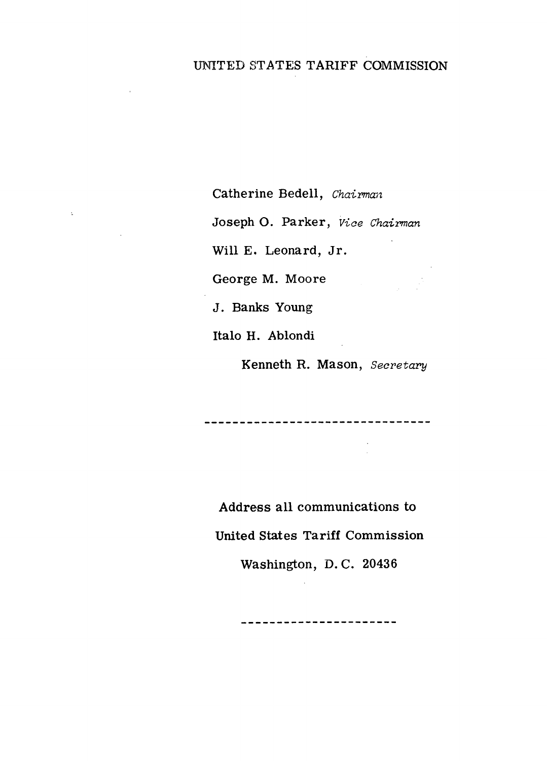UNITED STATES TARIFF COMMISSION

Catherine Bedell, *Chairman*

Joseph O. Parker, *Vice Chairman*

Will E. Leonard, Jr.

George M. Moore

J. Banks Young

Italo H. Ablondi

Kenneth R. Mason, *Secretary*

---

Address all communications to

United States Tariff Commission

Washington, D. C. 20436

---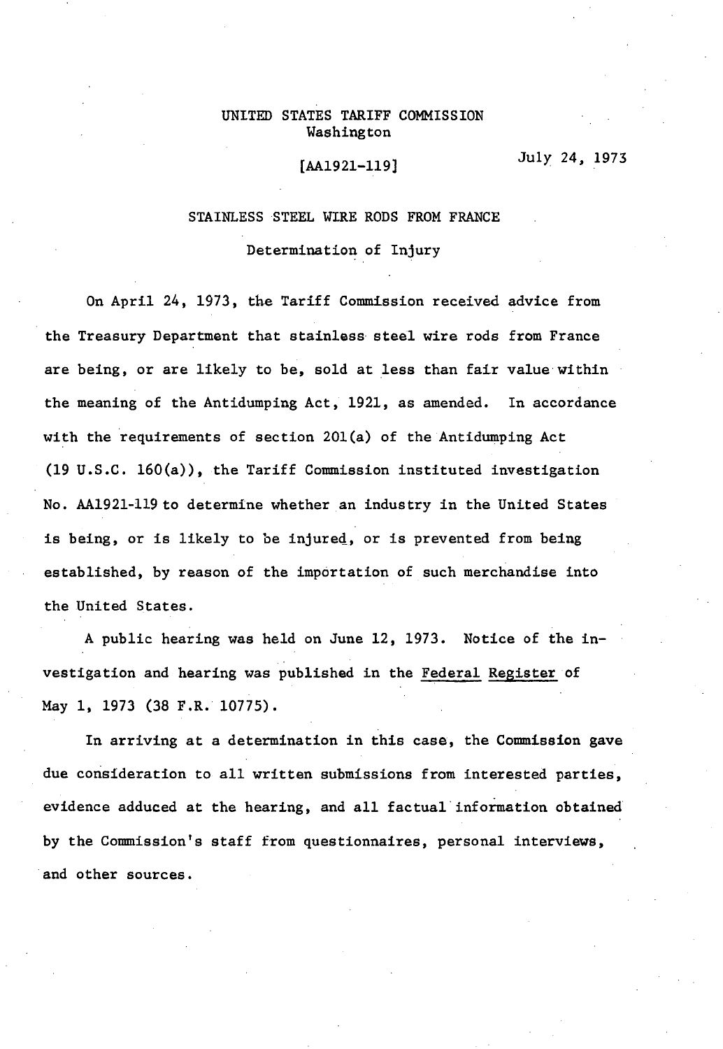UNITED STATES TARIFF COMMISSION
Washington

[AA1921-119]

July 24, 1973

STAINLESS STEEL WIRE RODS FROM FRANCE

Determination of Injury

On April 24, 1973, the Tariff Commission received advice from the Treasury Department that stainless steel wire rods from France are being, or are likely to be, sold at less than fair value within the meaning of the Antidumping Act, 1921, as amended. In accordance with the requirements of section 201(a) of the Antidumping Act (19 U.S.C. 160(a)), the Tariff Commission instituted investigation No. AA1921-119 to determine whether an industry in the United States is being, or is likely to be injured, or is prevented from being established, by reason of the importation of such merchandise into the United States.

A public hearing was held on June 12, 1973. Notice of the investigation and hearing was published in the Federal Register of May 1, 1973 (38 F.R. 10775).

In arriving at a determination in this case, the Commission gave due consideration to all written submissions from interested parties, evidence adduced at the hearing, and all factual information obtained by the Commission's staff from questionnaires, personal interviews, and other sources.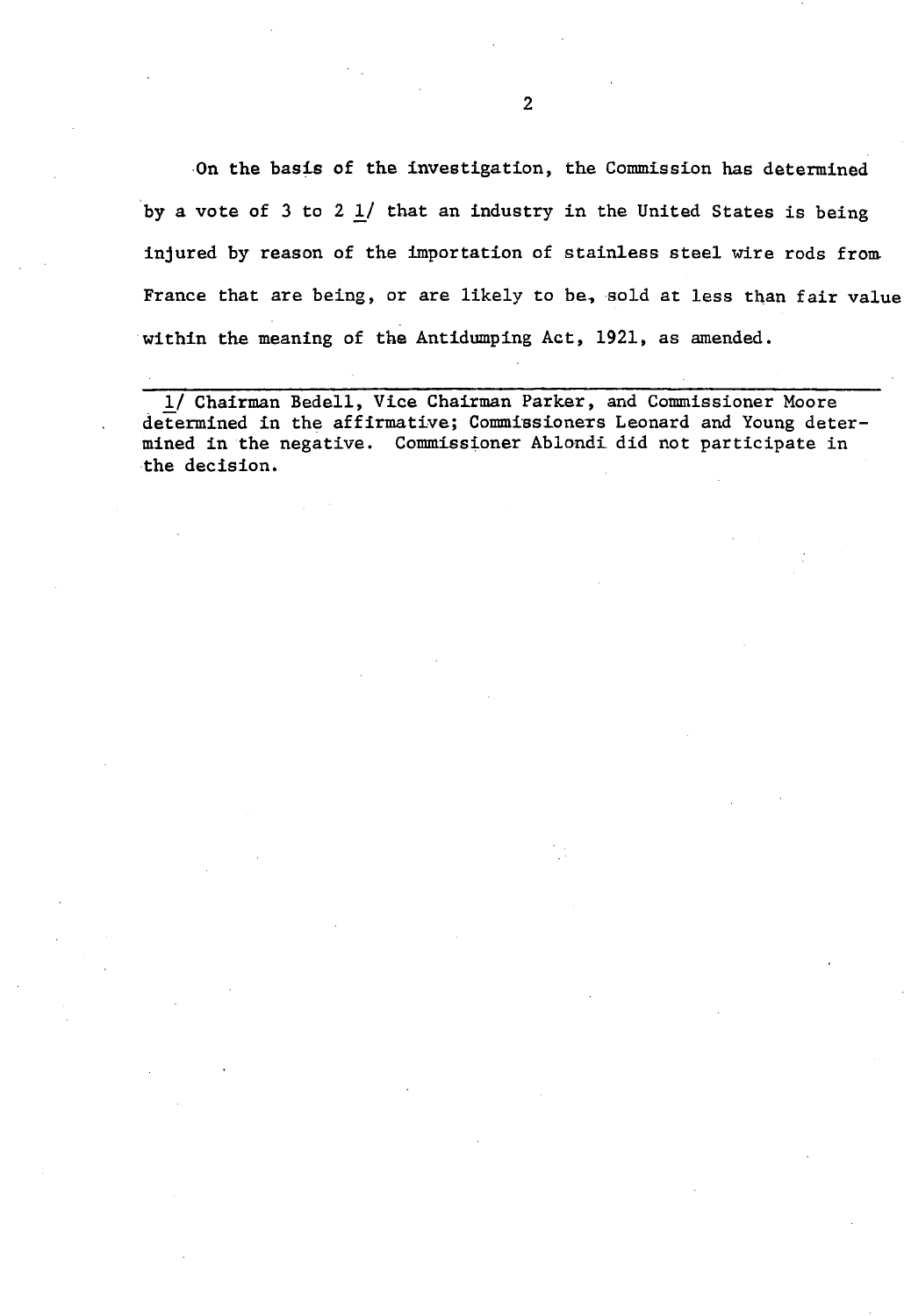On the basis of the investigation, the Commission has determined by a vote of 3 to 2 1/ that an industry in the United States is being injured by reason of the importation of stainless steel wire rods from France that are being, or are likely to be, sold at less than fair value within the meaning of the Antidumping Act, 1921, as amended.

---

1/ Chairman Bedell, Vice Chairman Parker, and Commissioner Moore determined in the affirmative; Commissioners Leonard and Young determined in the negative. Commissioner Ablondi did not participate in the decision.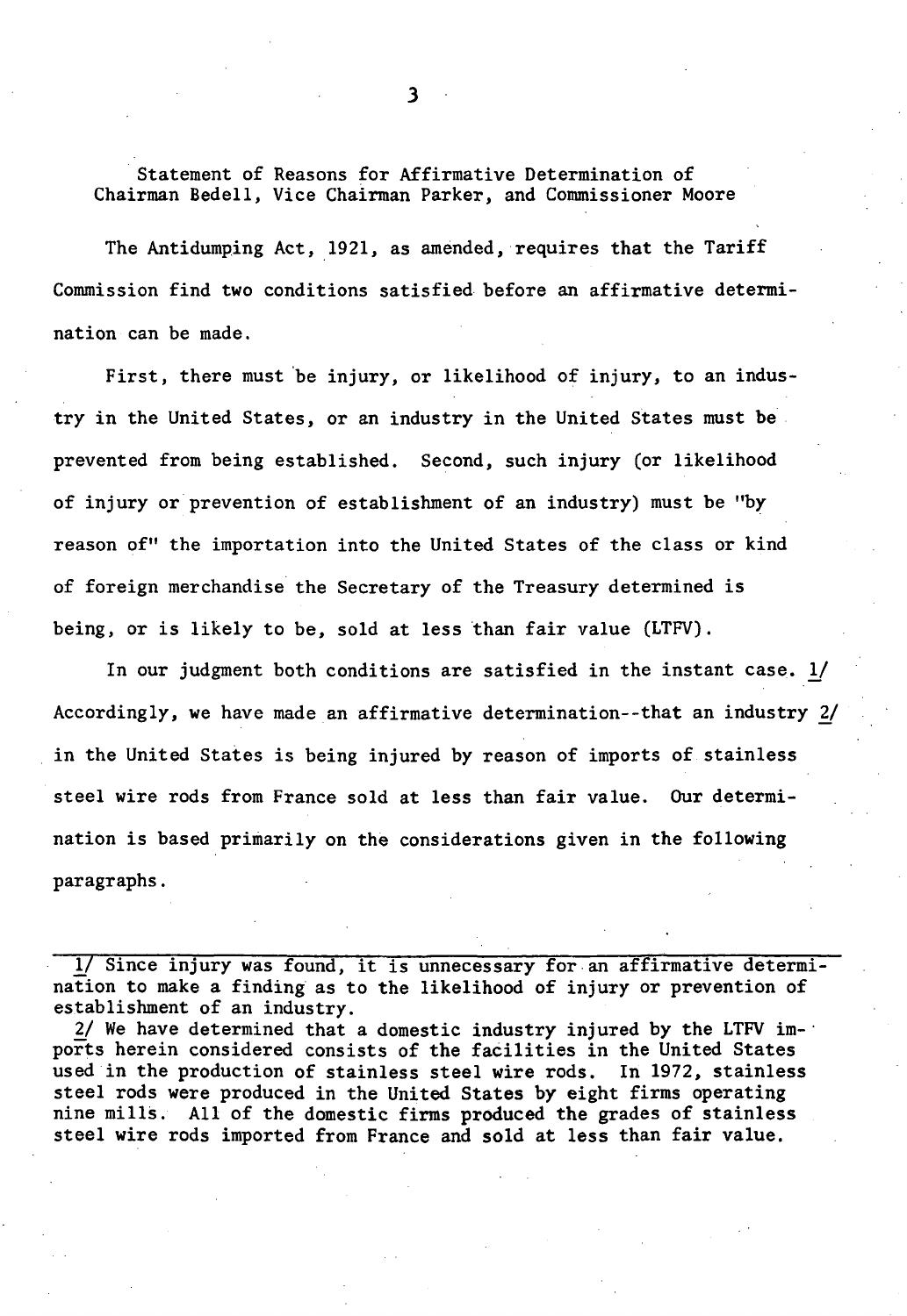Statement of Reasons for Affirmative Determination of Chairman Bedell, Vice Chairman Parker, and Commissioner Moore

The Antidumping Act, 1921, as amended, requires that the Tariff Commission find two conditions satisfied before an affirmative determination can be made.

First, there must be injury, or likelihood of injury, to an industry in the United States, or an industry in the United States must be prevented from being established. Second, such injury (or likelihood of injury or prevention of establishment of an industry) must be "by reason of" the importation into the United States of the class or kind of foreign merchandise the Secretary of the Treasury determined is being, or is likely to be, sold at less than fair value (LTFV).

In our judgment both conditions are satisfied in the instant case. 1/ Accordingly, we have made an affirmative determination--that an industry 2/ in the United States is being injured by reason of imports of stainless steel wire rods from France sold at less than fair value. Our determination is based primarily on the considerations given in the following paragraphs.

---

1/ Since injury was found, it is unnecessary for an affirmative determination to make a finding as to the likelihood of injury or prevention of establishment of an industry.

2/ We have determined that a domestic industry injured by the LTFV imports herein considered consists of the facilities in the United States used in the production of stainless steel wire rods. In 1972, stainless steel rods were produced in the United States by eight firms operating nine mills. All of the domestic firms produced the grades of stainless steel wire rods imported from France and sold at less than fair value.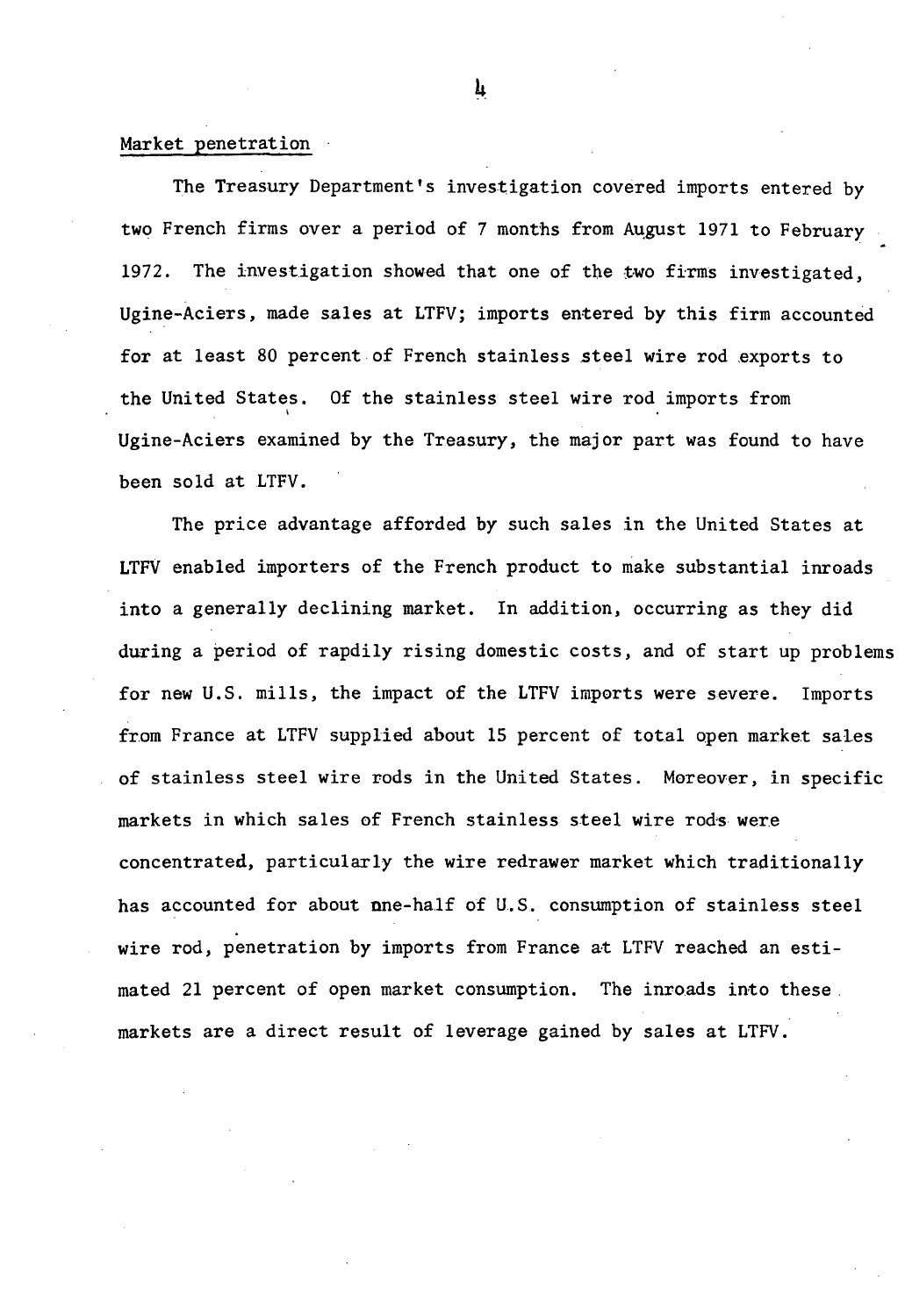Market penetration

The Treasury Department's investigation covered imports entered by two French firms over a period of 7 months from August 1971 to February 1972. The investigation showed that one of the two firms investigated, Ugine-Aciers, made sales at LTFV; imports entered by this firm accounted for at least 80 percent of French stainless steel wire rod exports to the United States. Of the stainless steel wire rod imports from Ugine-Aciers examined by the Treasury, the major part was found to have been sold at LTFV.

The price advantage afforded by such sales in the United States at LTFV enabled importers of the French product to make substantial inroads into a generally declining market. In addition, occurring as they did during a period of rapdily rising domestic costs, and of start up problems for new U.S. mills, the impact of the LTFV imports were severe. Imports from France at LTFV supplied about 15 percent of total open market sales of stainless steel wire rods in the United States. Moreover, in specific markets in which sales of French stainless steel wire rods were concentrated, particularly the wire redrawer market which traditionally has accounted for about one-half of U.S. consumption of stainless steel wire rod, penetration by imports from France at LTFV reached an estimated 21 percent of open market consumption. The inroads into these markets are a direct result of leverage gained by sales at LTFV.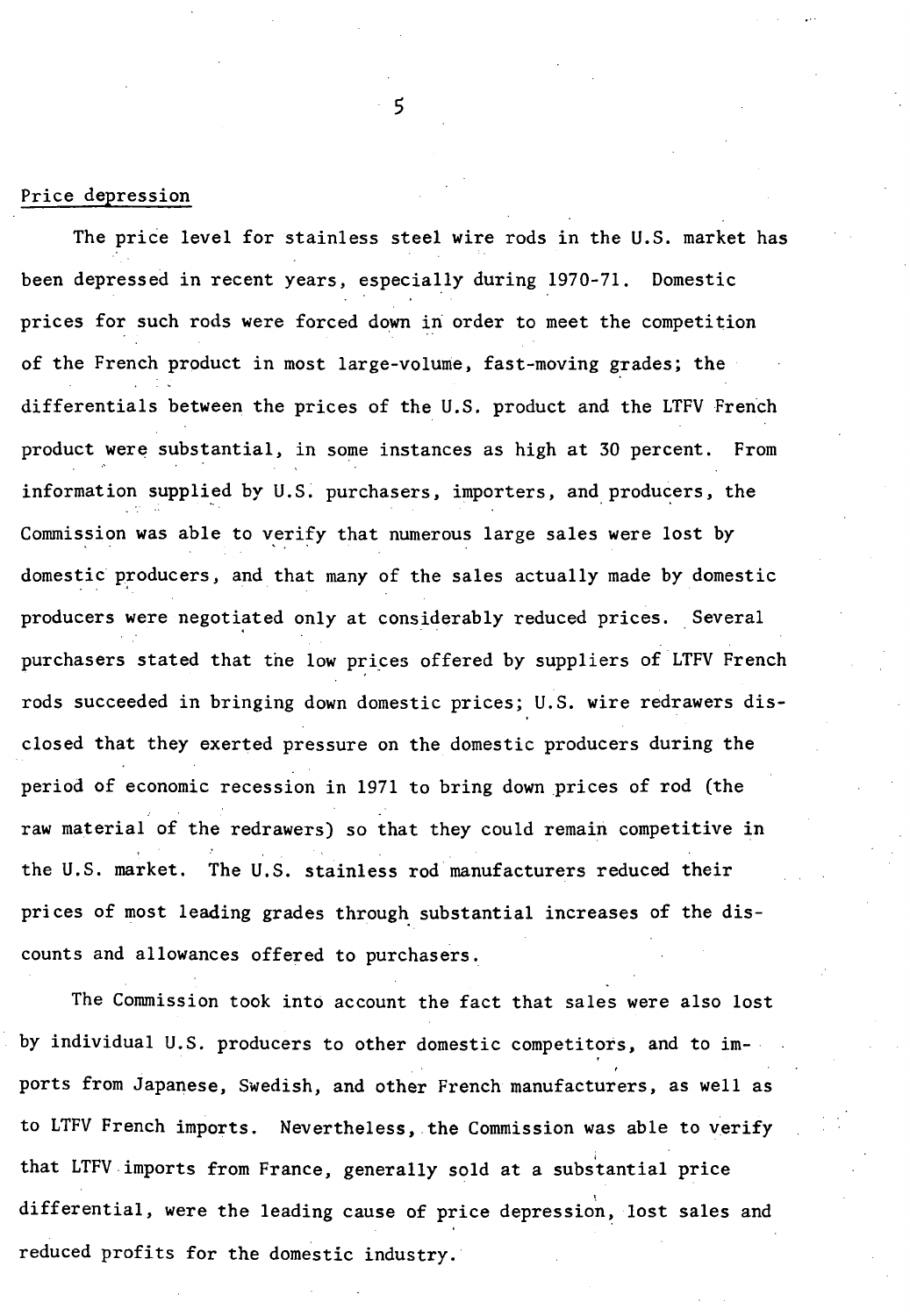## Price depression

The price level for stainless steel wire rods in the U.S. market has been depressed in recent years, especially during 1970-71. Domestic prices for such rods were forced down in order to meet the competition of the French product in most large-volume, fast-moving grades; the differentials between the prices of the U.S. product and the LTFV French product were substantial, in some instances as high at 30 percent. From information supplied by U.S. purchasers, importers, and producers, the Commission was able to verify that numerous large sales were lost by domestic producers, and that many of the sales actually made by domestic producers were negotiated only at considerably reduced prices. Several purchasers stated that the low prices offered by suppliers of LTFV French rods succeeded in bringing down domestic prices; U.S. wire redrawers disclosed that they exerted pressure on the domestic producers during the period of economic recession in 1971 to bring down prices of rod (the raw material of the redrawers) so that they could remain competitive in the U.S. market. The U.S. stainless rod manufacturers reduced their prices of most leading grades through substantial increases of the discounts and allowances offered to purchasers.

The Commission took into account the fact that sales were also lost by individual U.S. producers to other domestic competitors, and to imports from Japanese, Swedish, and other French manufacturers, as well as to LTFV French imports. Nevertheless, the Commission was able to verify that LTFV imports from France, generally sold at a substantial price differential, were the leading cause of price depression, lost sales and reduced profits for the domestic industry.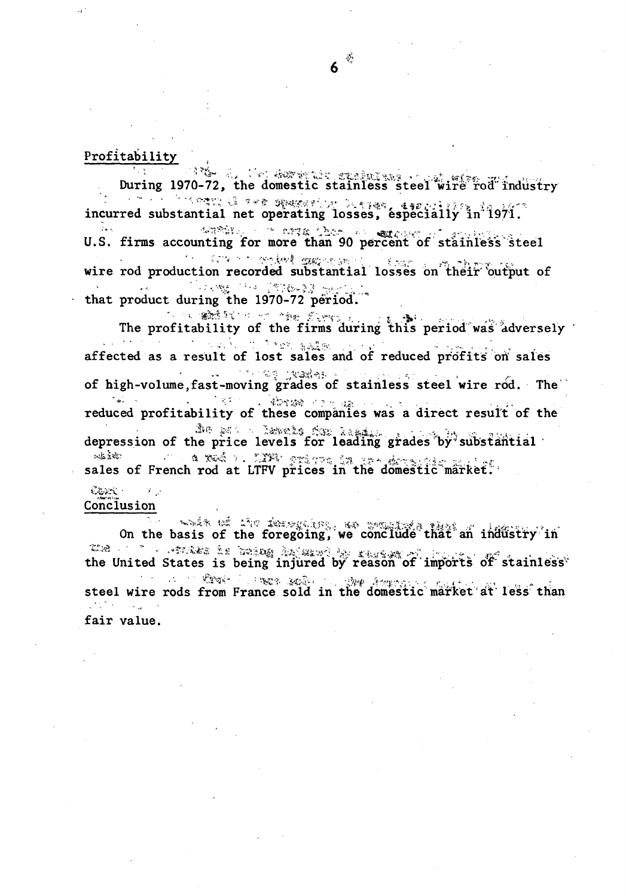## Profitability

During 1970-72, the domestic stainless steel wire rod industry incurred substantial net operating losses, especially in 1971. U.S. firms accounting for more than 90 percent of stainless steel wire rod production recorded substantial losses on their output of that product during the 1970-72 period.

The profitability of the firms during this period was adversely affected as a result of lost sales and of reduced profits on sales of high-volume,fast-moving grades of stainless steel wire rod. The reduced profitability of these companies was a direct result of the depression of the price levels for leading grades by substantial sales of French rod at LTFV prices in the domestic market.

## Conclusion

On the basis of the foregoing, we conclude that an industry in the United States is being injured by reason of imports of stainless steel wire rods from France sold in the domestic market at less than fair value.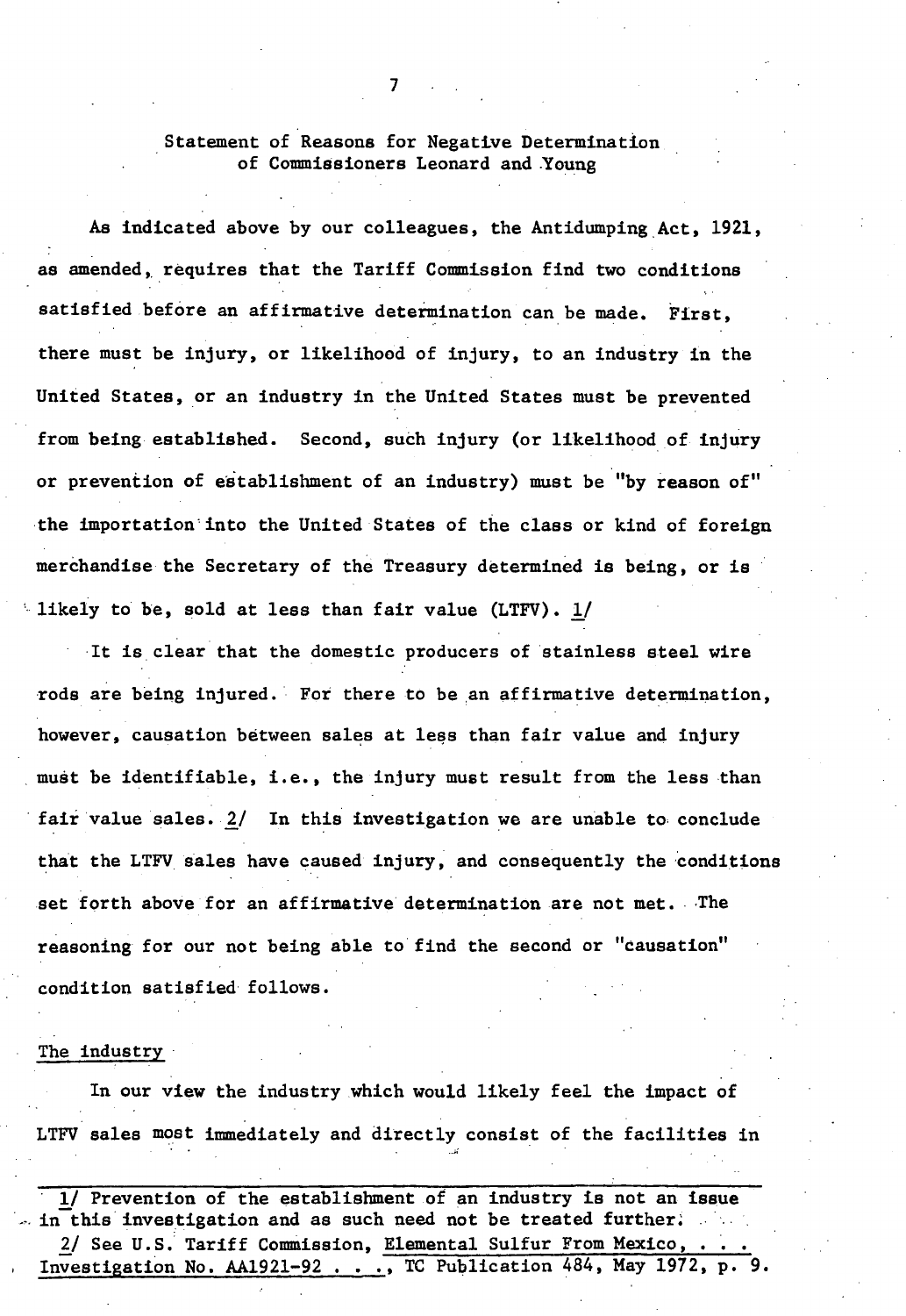## Statement of Reasons for Negative Determination of Commissioners Leonard and Young

As indicated above by our colleagues, the Antidumping Act, 1921, as amended, requires that the Tariff Commission find two conditions satisfied before an affirmative determination can be made. First, there must be injury, or likelihood of injury, to an industry in the United States, or an industry in the United States must be prevented from being established. Second, such injury (or likelihood of injury or prevention of establishment of an industry) must be "by reason of" the importation into the United States of the class or kind of foreign merchandise the Secretary of the Treasury determined is being, or is likely to be, sold at less than fair value (LTFV). 1/

It is clear that the domestic producers of stainless steel wire rods are being injured. For there to be an affirmative determination, however, causation between sales at less than fair value and injury must be identifiable, i.e., the injury must result from the less than fair value sales. 2/ In this investigation we are unable to conclude that the LTFV sales have caused injury, and consequently the conditions set forth above for an affirmative determination are not met. The reasoning for our not being able to find the second or "causation" condition satisfied follows.

### The industry

In our view the industry which would likely feel the impact of LTFV sales most immediately and directly consist of the facilities in

---

1/ Prevention of the establishment of an industry is not an issue in this investigation and as such need not be treated further.

2/ See U.S. Tariff Commission, Elemental Sulfur From Mexico, . . . Investigation No. AA1921-92 . . ., TC Publication 484, May 1972, p. 9.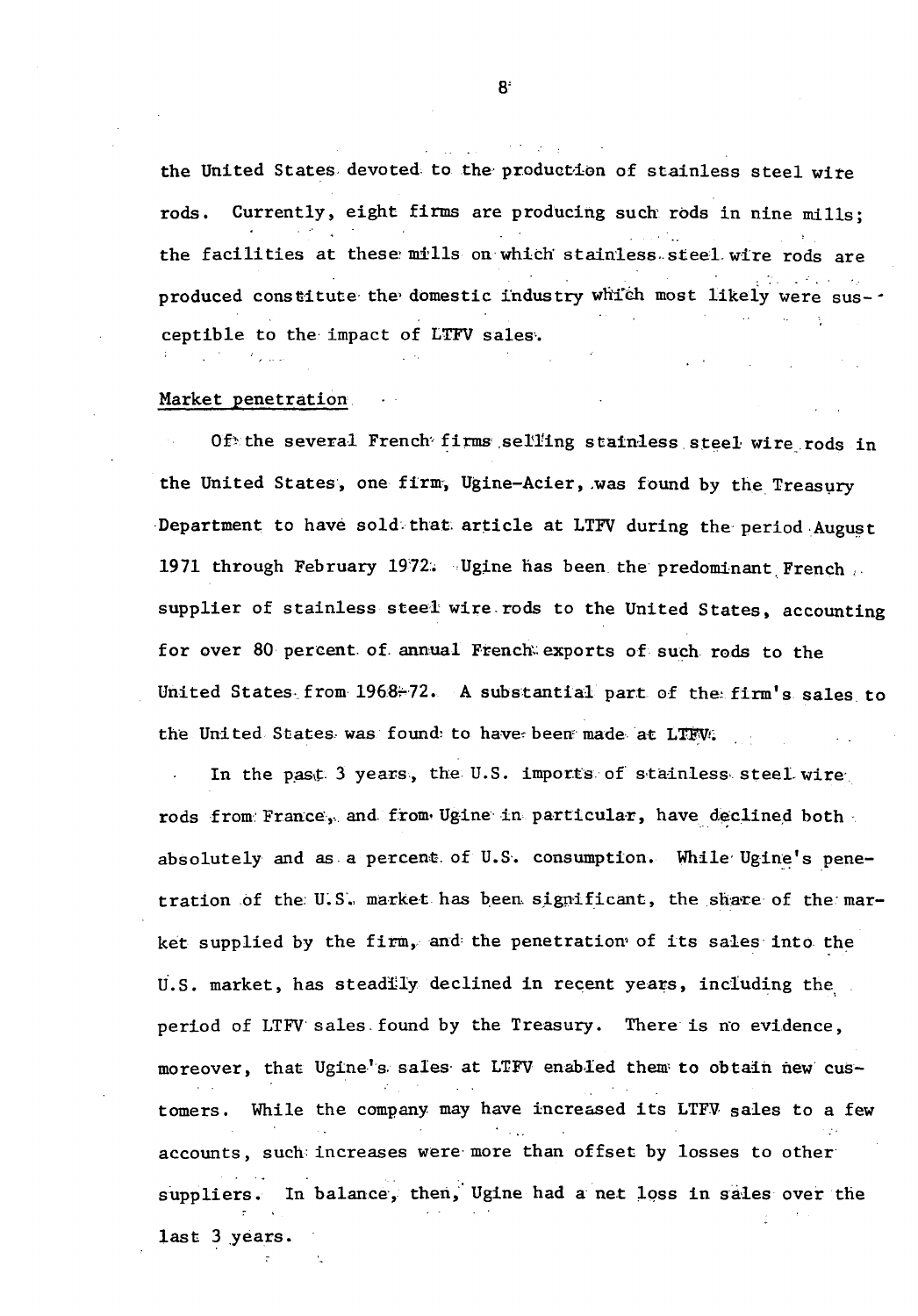the United States devoted to the production of stainless steel wire rods. Currently, eight firms are producing such rods in nine mills; the facilities at these mills on which stainless steel wire rods are produced constitute the domestic industry which most likely were susceptible to the impact of LTFV sales.

Market penetration

Of the several French firms selling stainless steel wire rods in the United States, one firm, Ugine-Acier, was found by the Treasury Department to have sold that article at LTFV during the period August 1971 through February 1972. Ugine has been the predominant French supplier of stainless steel wire rods to the United States, accounting for over 80 percent of annual French exports of such rods to the United States from 1968-72. A substantial part of the firm's sales to the United States was found to have been made at LTFV.

In the past 3 years, the U.S. imports of stainless steel wire rods from France, and from Ugine in particular, have declined both absolutely and as a percent of U.S. consumption. While Ugine's penetration of the U.S. market has been significant, the share of the market supplied by the firm, and the penetration of its sales into the U.S. market, has steadily declined in recent years, including the period of LTFV sales found by the Treasury. There is no evidence, moreover, that Ugine's sales at LTFV enabled them to obtain new customers. While the company may have increased its LTFV sales to a few accounts, such increases were more than offset by losses to other suppliers. In balance, then, Ugine had a net loss in sales over the last 3 years.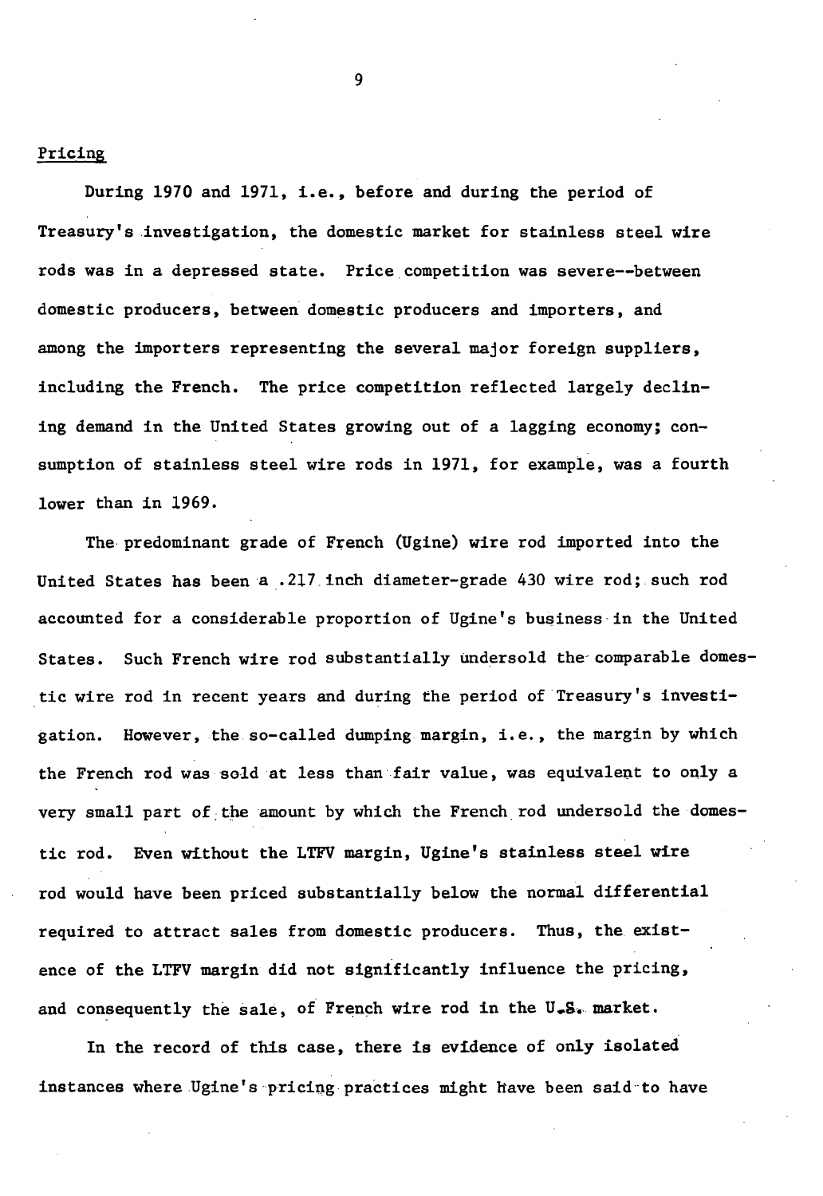## Pricing

During 1970 and 1971, i.e., before and during the period of Treasury's investigation, the domestic market for stainless steel wire rods was in a depressed state. Price competition was severe--between domestic producers, between domestic producers and importers, and among the importers representing the several major foreign suppliers, including the French. The price competition reflected largely declining demand in the United States growing out of a lagging economy; consumption of stainless steel wire rods in 1971, for example, was a fourth lower than in 1969.

The predominant grade of French (Ugine) wire rod imported into the United States has been a .217 inch diameter-grade 430 wire rod; such rod accounted for a considerable proportion of Ugine's business in the United States. Such French wire rod substantially undersold the comparable domestic wire rod in recent years and during the period of Treasury's investigation. However, the so-called dumping margin, i.e., the margin by which the French rod was sold at less than fair value, was equivalent to only a very small part of the amount by which the French rod undersold the domestic rod. Even without the LTFV margin, Ugine's stainless steel wire rod would have been priced substantially below the normal differential required to attract sales from domestic producers. Thus, the existence of the LTFV margin did not significantly influence the pricing, and consequently the sale, of French wire rod in the U.S. market.

In the record of this case, there is evidence of only isolated instances where Ugine's pricing practices might have been said to have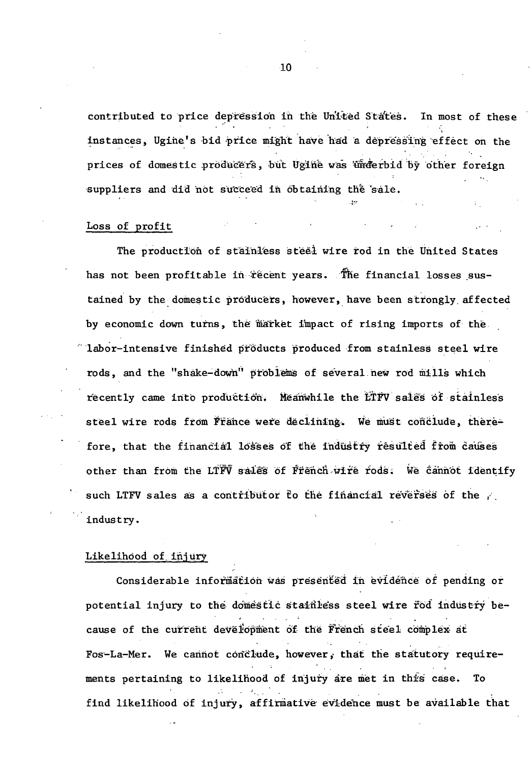contributed to price depression in the United States. In most of these instances, Ugine's bid price might have had a depressing effect on the prices of domestic producers, but Ugine was underbid by other foreign suppliers and did not succeed in obtaining the sale.

Loss of profit

The production of stainless steel wire rod in the United States has not been profitable in recent years. The financial losses sustained by the domestic producers, however, have been strongly affected by economic down turns, the market impact of rising imports of the labor-intensive finished products produced from stainless steel wire rods, and the "shake-down" problems of several new rod mills which recently came into production. Meanwhile the LTFV sales of stainless steel wire rods from France were declining. We must conclude, therefore, that the financial losses of the industry resulted from causes other than from the LTFV sales of French wire rods. We cannot identify such LTFV sales as a contributor to the financial reverses of the industry.

Likelihood of injury

Considerable information was presented in evidence of pending or potential injury to the domestic stainless steel wire rod industry because of the current development of the French steel complex at Fos-La-Mer. We cannot conclude, however, that the statutory requirements pertaining to likelihood of injury are met in this case. To find likelihood of injury, affirmative evidence must be available that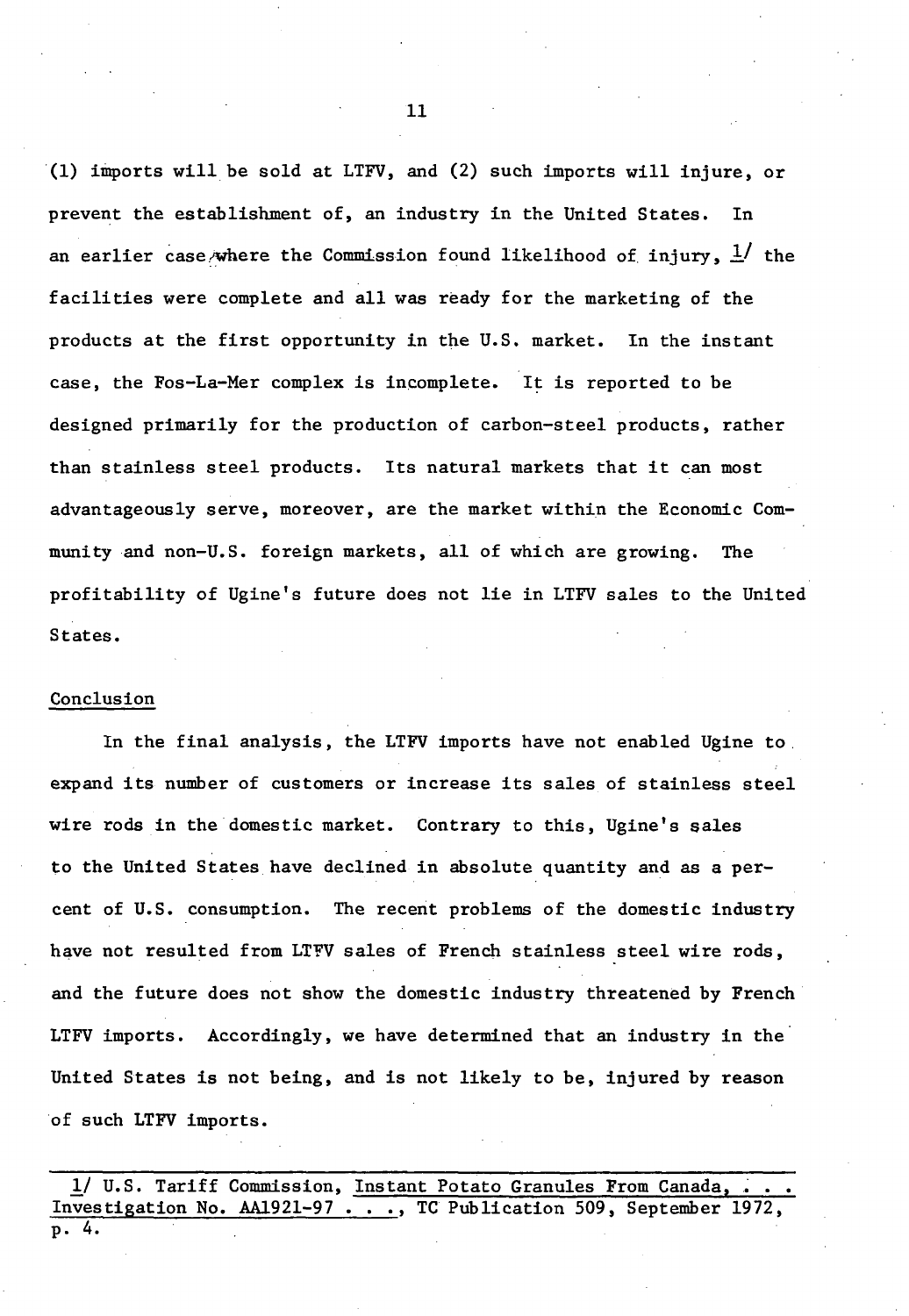(1) imports will be sold at LTFV, and (2) such imports will injure, or prevent the establishment of, an industry in the United States. In an earlier case where the Commission found likelihood of injury, [1] the facilities were complete and all was ready for the marketing of the products at the first opportunity in the U.S. market. In the instant case, the Fos-La-Mer complex is incomplete. It is reported to be designed primarily for the production of carbon-steel products, rather than stainless steel products. Its natural markets that it can most advantageously serve, moreover, are the market within the Economic Community and non-U.S. foreign markets, all of which are growing. The profitability of Ugine's future does not lie in LTFV sales to the United States.

Conclusion

In the final analysis, the LTFV imports have not enabled Ugine to expand its number of customers or increase its sales of stainless steel wire rods in the domestic market. Contrary to this, Ugine's sales to the United States have declined in absolute quantity and as a percent of U.S. consumption. The recent problems of the domestic industry have not resulted from LTFV sales of French stainless steel wire rods, and the future does not show the domestic industry threatened by French LTFV imports. Accordingly, we have determined that an industry in the United States is not being, and is not likely to be, injured by reason of such LTFV imports.

---

1/ U.S. Tariff Commission, Instant Potato Granules From Canada, . . . Investigation No. AA1921-97 . . ., TC Publication 509, September 1972, p. 4.